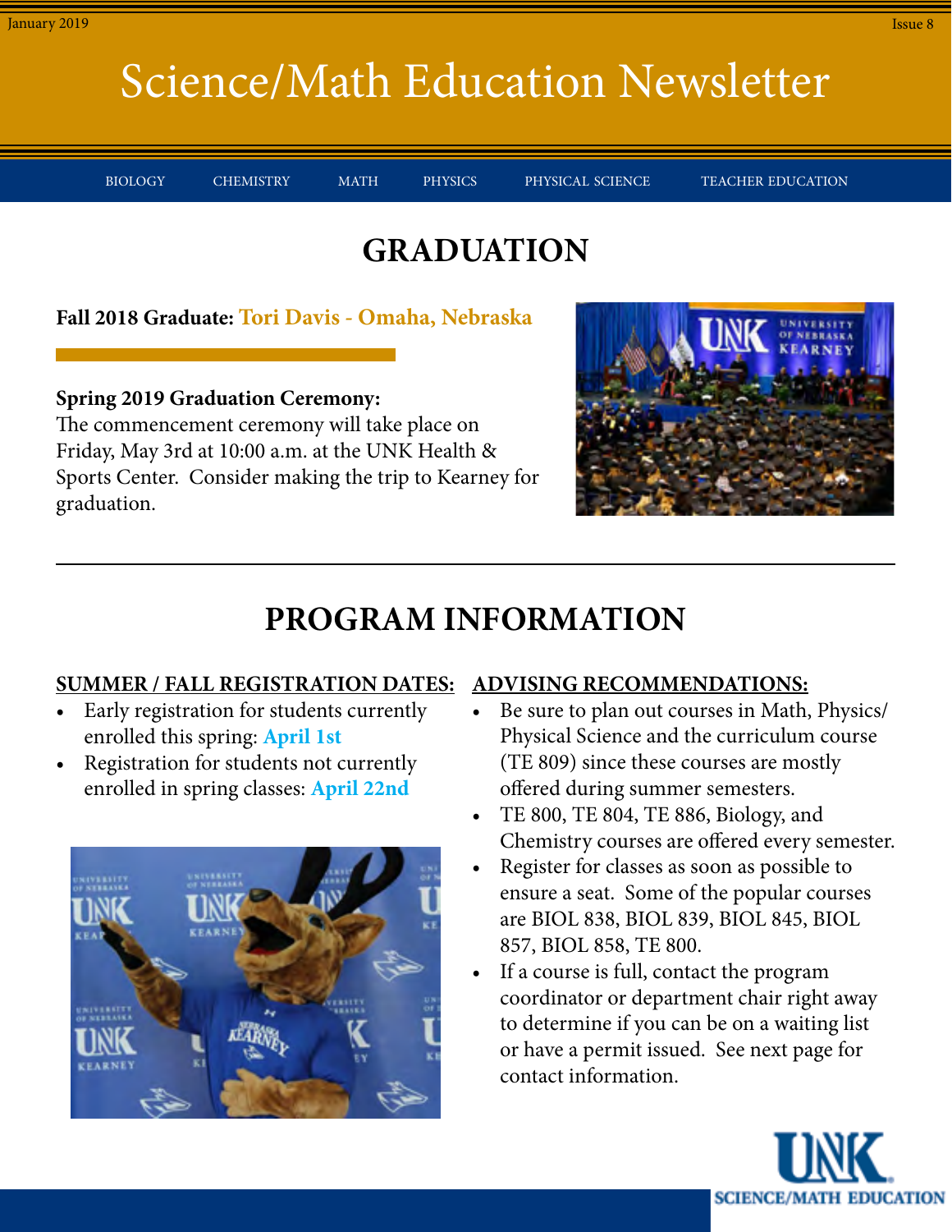# Science/Math Education Newsletter

January 2019 · Issue 8

BIOLOGY | CHEMISTRY | MATH | PHYSICS | PHYSICAL SCIENCE | TEACHER EDUCATION

## GRADUATION

**Fall 2018 Graduate: Tori Davis - Omaha, Nebraska**

**Spring 2019 Graduation Ceremony:**
The commencement ceremony will take place on Friday, May 3rd at 10:00 a.m. at the UNK Health & Sports Center. Consider making the trip to Kearney for graduation.

## PROGRAM INFORMATION

**SUMMER / FALL REGISTRATION DATES:**

- Early registration for students currently enrolled this spring: **April 1st**
- Registration for students not currently enrolled in spring classes: **April 22nd**

**ADVISING RECOMMENDATIONS:**

- Be sure to plan out courses in Math, Physics/Physical Science and the curriculum course (TE 809) since these courses are mostly offered during summer semesters.
- TE 800, TE 804, TE 886, Biology, and Chemistry courses are offered every semester.
- Register for classes as soon as possible to ensure a seat. Some of the popular courses are BIOL 838, BIOL 839, BIOL 845, BIOL 857, BIOL 858, TE 800.
- If a course is full, contact the program coordinator or department chair right away to determine if you can be on a waiting list or have a permit issued. See next page for contact information.

UNK SCIENCE/MATH EDUCATION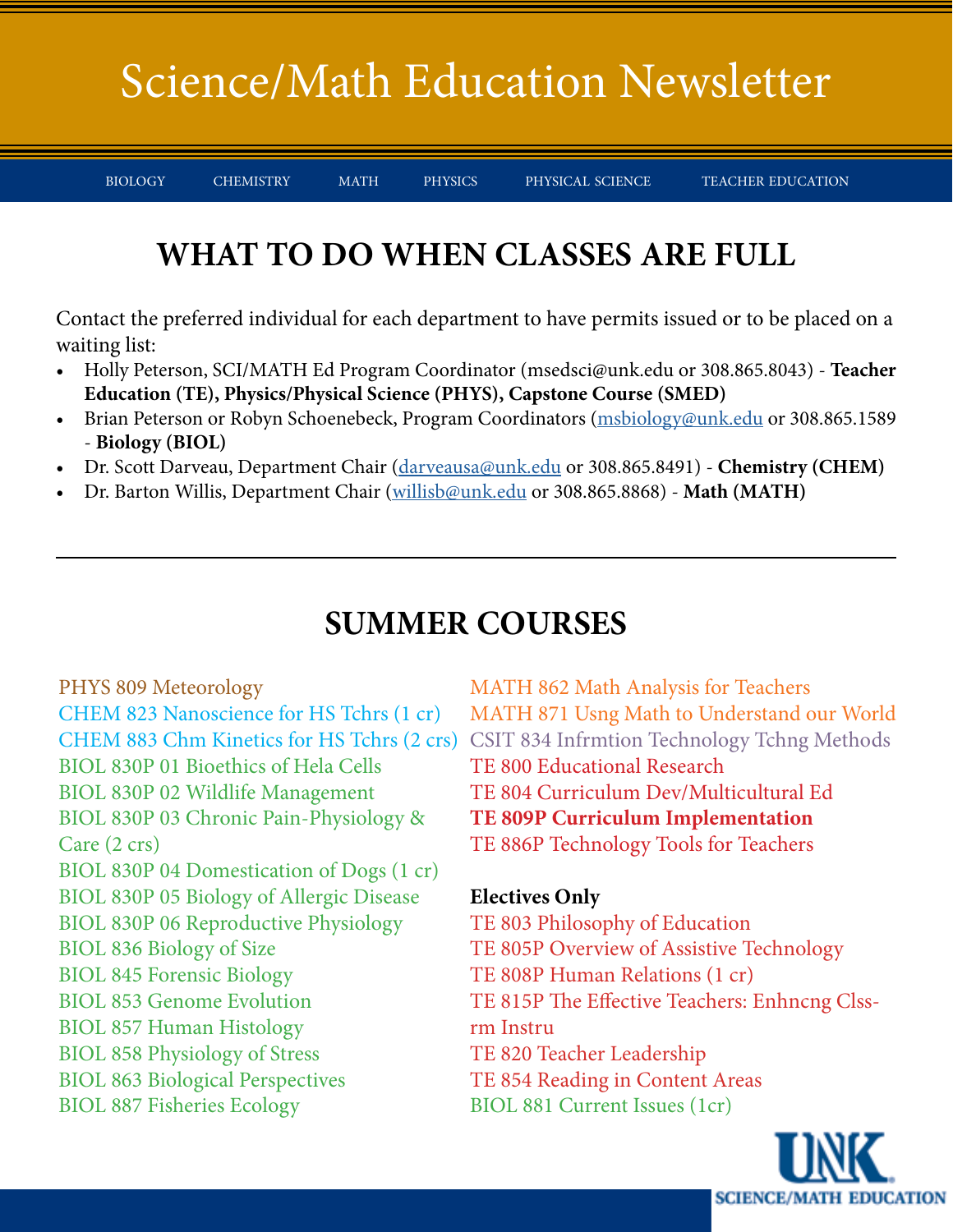# Science/Math Education Newsletter

BIOLOGY CHEMISTRY MATH PHYSICS PHYSICAL SCIENCE TEACHER EDUCATION

## WHAT TO DO WHEN CLASSES ARE FULL

Contact the preferred individual for each department to have permits issued or to be placed on a waiting list:

- Holly Peterson, SCI/MATH Ed Program Coordinator (msedsci@unk.edu or 308.865.8043) - **Teacher Education (TE), Physics/Physical Science (PHYS), Capstone Course (SMED)**
- Brian Peterson or Robyn Schoenebeck, Program Coordinators (msbiology@unk.edu or 308.865.1589 - **Biology (BIOL)**
- Dr. Scott Darveau, Department Chair (darveausa@unk.edu or 308.865.8491) - **Chemistry (CHEM)**
- Dr. Barton Willis, Department Chair (willisb@unk.edu or 308.865.8868) - **Math (MATH)**

---

## SUMMER COURSES

PHYS 809 Meteorology
CHEM 823 Nanoscience for HS Tchrs (1 cr)
CHEM 883 Chm Kinetics for HS Tchrs (2 crs)
BIOL 830P 01 Bioethics of Hela Cells
BIOL 830P 02 Wildlife Management
BIOL 830P 03 Chronic Pain-Physiology & Care (2 crs)
BIOL 830P 04 Domestication of Dogs (1 cr)
BIOL 830P 05 Biology of Allergic Disease
BIOL 830P 06 Reproductive Physiology
BIOL 836 Biology of Size
BIOL 845 Forensic Biology
BIOL 853 Genome Evolution
BIOL 857 Human Histology
BIOL 858 Physiology of Stress
BIOL 863 Biological Perspectives
BIOL 887 Fisheries Ecology
MATH 862 Math Analysis for Teachers
MATH 871 Usng Math to Understand our World
CSIT 834 Infrmtion Technology Tchng Methods
TE 800 Educational Research
TE 804 Curriculum Dev/Multicultural Ed
**TE 809P Curriculum Implementation**
TE 886P Technology Tools for Teachers

**Electives Only**

TE 803 Philosophy of Education
TE 805P Overview of Assistive Technology
TE 808P Human Relations (1 cr)
TE 815P The Effective Teachers: Enhncng Clss-rm Instru
TE 820 Teacher Leadership
TE 854 Reading in Content Areas
BIOL 881 Current Issues (1cr)

UNK SCIENCE/MATH EDUCATION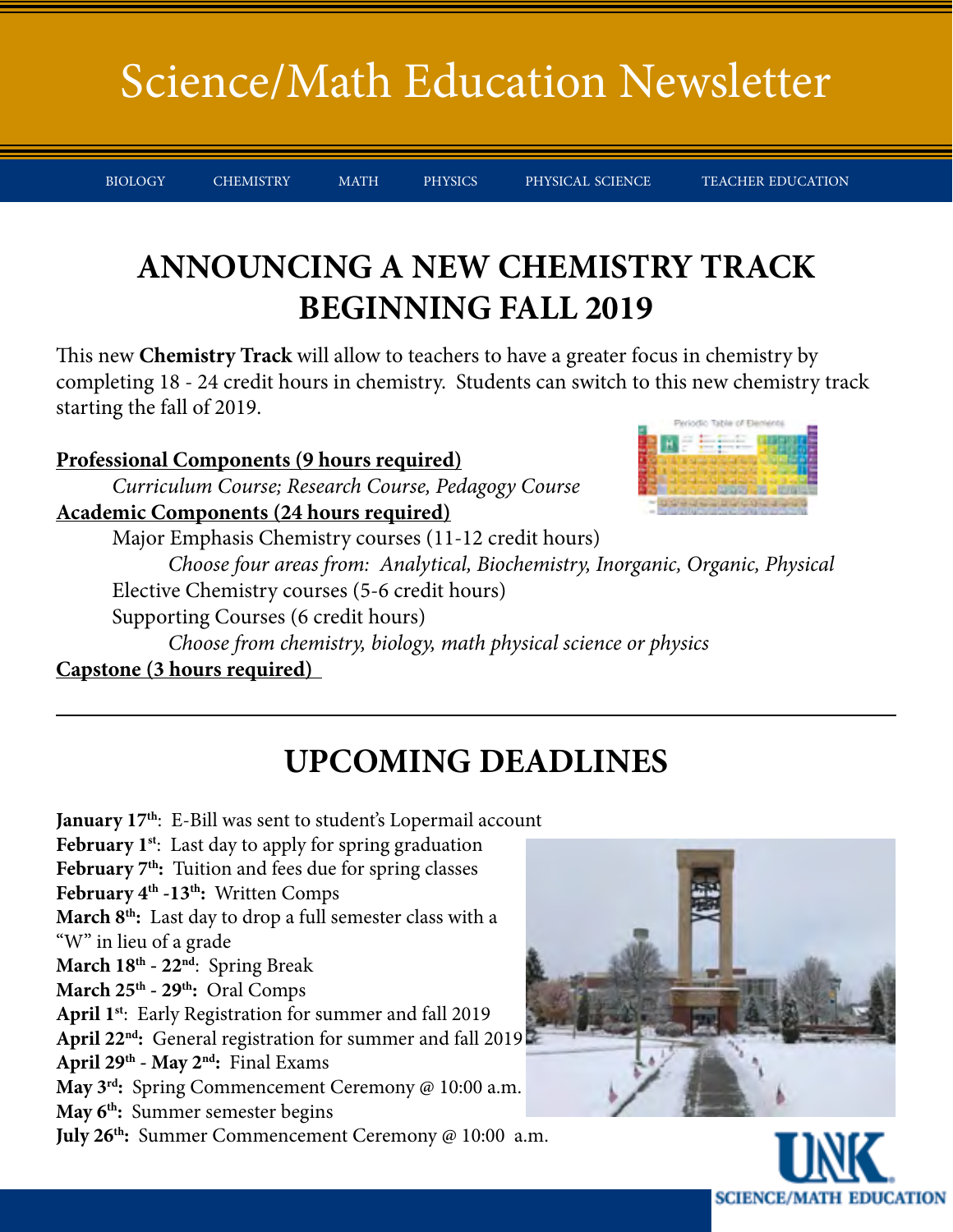# Science/Math Education Newsletter

BIOLOGY CHEMISTRY MATH PHYSICS PHYSICAL SCIENCE TEACHER EDUCATION

## ANNOUNCING A NEW CHEMISTRY TRACK BEGINNING FALL 2019

This new **Chemistry Track** will allow to teachers to have a greater focus in chemistry by completing 18 - 24 credit hours in chemistry. Students can switch to this new chemistry track starting the fall of 2019.

**Professional Components (9 hours required)**

*Curriculum Course; Research Course, Pedagogy Course*

**Academic Components (24 hours required)**

Major Emphasis Chemistry courses (11-12 credit hours)

*Choose four areas from: Analytical, Biochemistry, Inorganic, Organic, Physical*

Elective Chemistry courses (5-6 credit hours)

Supporting Courses (6 credit hours)

*Choose from chemistry, biology, math physical science or physics*

**Capstone (3 hours required)**

---

## UPCOMING DEADLINES

**January 17th**: E-Bill was sent to student's Lopermail account
**February 1st**: Last day to apply for spring graduation
**February 7th:** Tuition and fees due for spring classes
**February 4th -13th:** Written Comps
**March 8th:** Last day to drop a full semester class with a "W" in lieu of a grade
**March 18th - 22nd**: Spring Break
**March 25th - 29th:** Oral Comps
**April 1st**: Early Registration for summer and fall 2019
**April 22nd:** General registration for summer and fall 2019
**April 29th - May 2nd:** Final Exams
**May 3rd:** Spring Commencement Ceremony @ 10:00 a.m.
**May 6th:** Summer semester begins
**July 26th:** Summer Commencement Ceremony @ 10:00 a.m.

UNK SCIENCE/MATH EDUCATION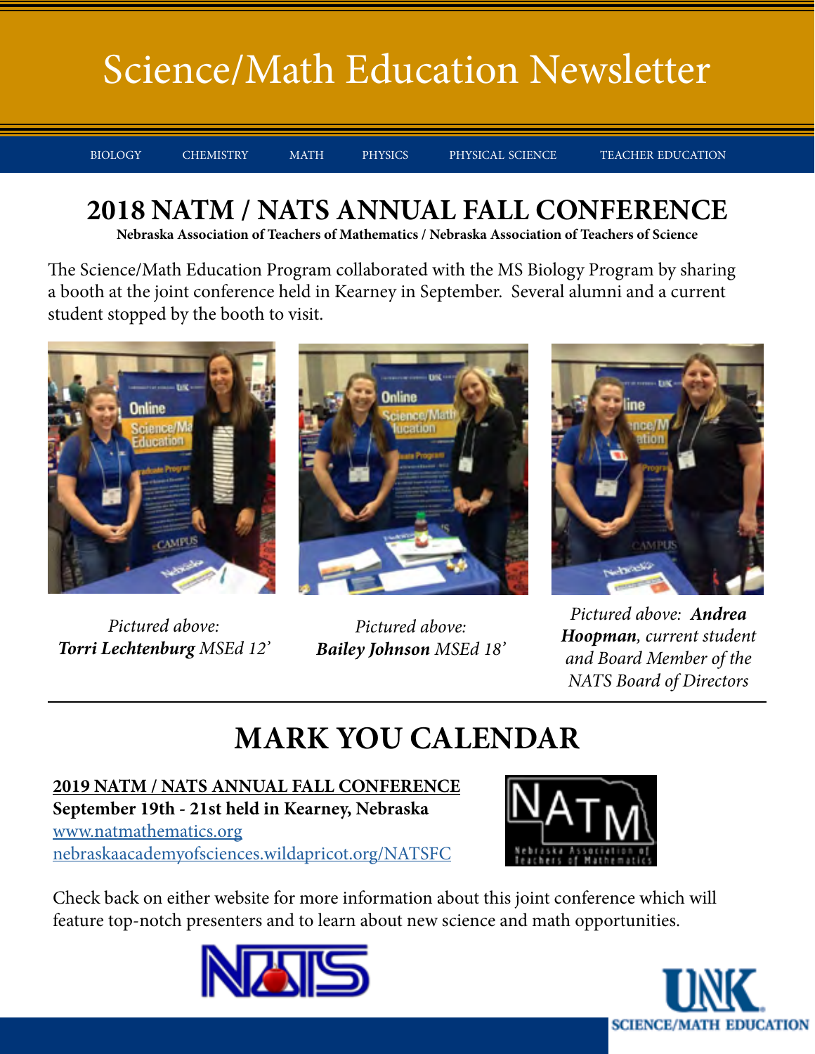# Science/Math Education Newsletter

BIOLOGY | CHEMISTRY | MATH | PHYSICS | PHYSICAL SCIENCE | TEACHER EDUCATION

## 2018 NATM / NATS ANNUAL FALL CONFERENCE

**Nebraska Association of Teachers of Mathematics / Nebraska Association of Teachers of Science**

The Science/Math Education Program collaborated with the MS Biology Program by sharing a booth at the joint conference held in Kearney in September. Several alumni and a current student stopped by the booth to visit.

*Pictured above:* ***Torri Lechtenburg*** *MSEd 12'*

*Pictured above:* ***Bailey Johnson*** *MSEd 18'*

*Pictured above:* ***Andrea Hoopman****, current student and Board Member of the NATS Board of Directors*

---

## MARK YOU CALENDAR

**2019 NATM / NATS ANNUAL FALL CONFERENCE**
**September 19th - 21st held in Kearney, Nebraska**
www.natmathematics.org
nebraskaacademyofsciences.wildapricot.org/NATSFC

Check back on either website for more information about this joint conference which will feature top-notch presenters and to learn about new science and math opportunities.

UNK SCIENCE/MATH EDUCATION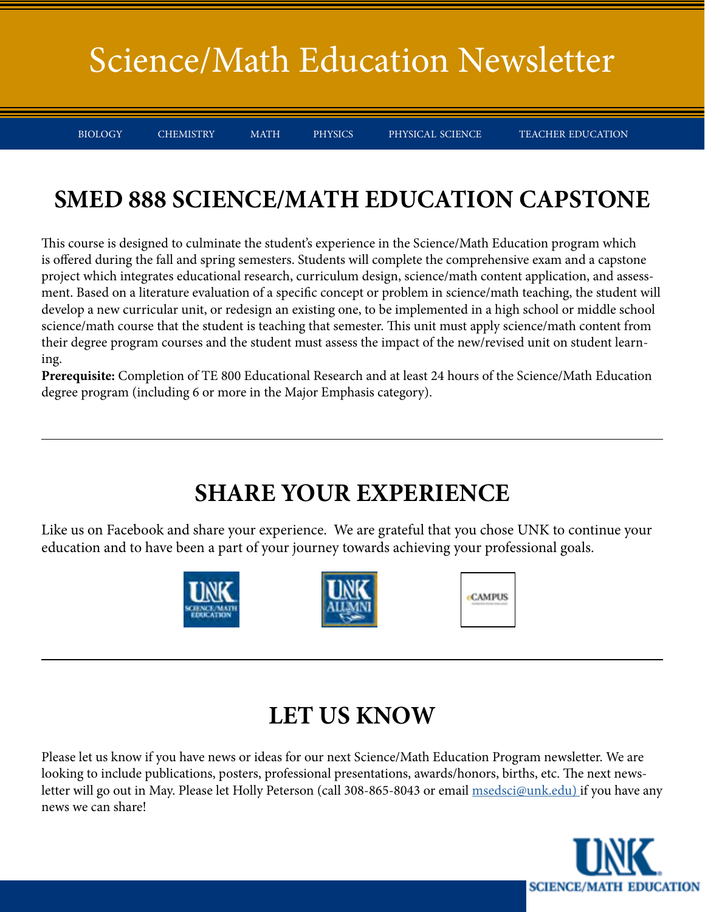# Science/Math Education Newsletter

BIOLOGY CHEMISTRY MATH PHYSICS PHYSICAL SCIENCE TEACHER EDUCATION

## SMED 888 SCIENCE/MATH EDUCATION CAPSTONE

This course is designed to culminate the student's experience in the Science/Math Education program which is offered during the fall and spring semesters. Students will complete the comprehensive exam and a capstone project which integrates educational research, curriculum design, science/math content application, and assessment. Based on a literature evaluation of a specific concept or problem in science/math teaching, the student will develop a new curricular unit, or redesign an existing one, to be implemented in a high school or middle school science/math course that the student is teaching that semester. This unit must apply science/math content from their degree program courses and the student must assess the impact of the new/revised unit on student learning.

**Prerequisite:** Completion of TE 800 Educational Research and at least 24 hours of the Science/Math Education degree program (including 6 or more in the Major Emphasis category).

---

## SHARE YOUR EXPERIENCE

Like us on Facebook and share your experience. We are grateful that you chose UNK to continue your education and to have been a part of your journey towards achieving your professional goals.

---

## LET US KNOW

Please let us know if you have news or ideas for our next Science/Math Education Program newsletter. We are looking to include publications, posters, professional presentations, awards/honors, births, etc. The next newsletter will go out in May. Please let Holly Peterson (call 308-865-8043 or email msedsci@unk.edu) if you have any news we can share!